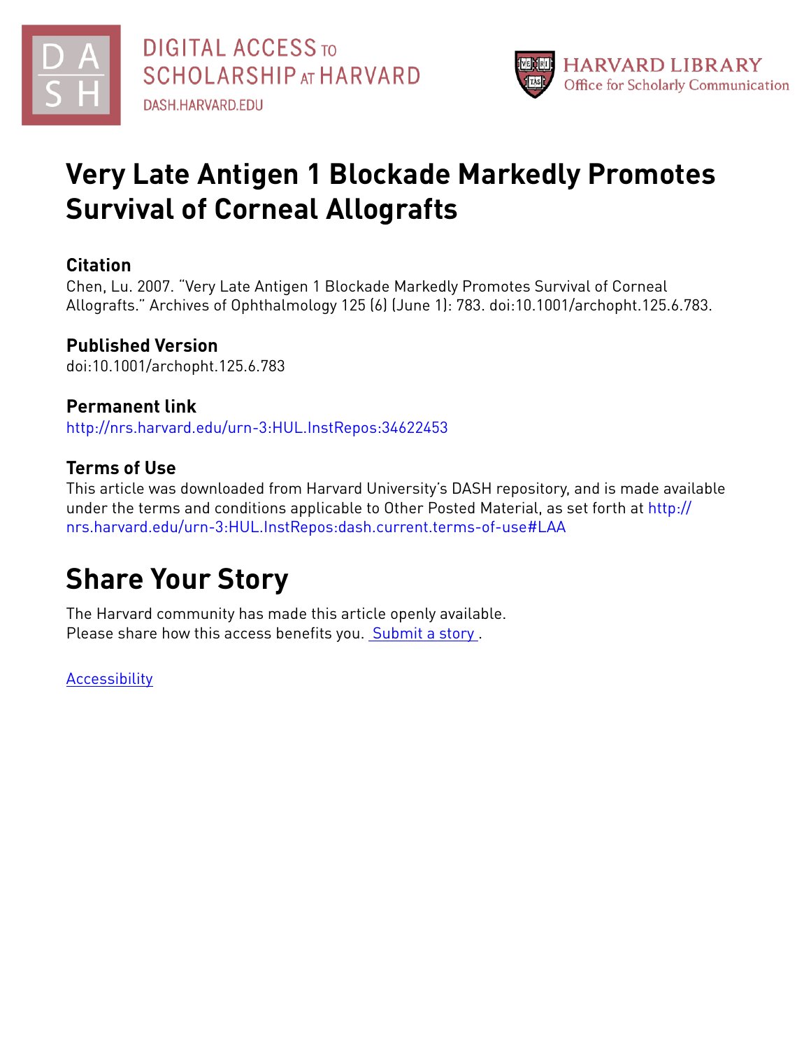DIGITAL ACCESS TO SCHOLARSHIP AT HARVARD
DASH.HARVARD.EDU

HARVARD LIBRARY
Office for Scholarly Communication

# Very Late Antigen 1 Blockade Markedly Promotes Survival of Corneal Allografts

## Citation

Chen, Lu. 2007. "Very Late Antigen 1 Blockade Markedly Promotes Survival of Corneal Allografts." Archives of Ophthalmology 125 (6) (June 1): 783. doi:10.1001/archopht.125.6.783.

## Published Version

doi:10.1001/archopht.125.6.783

## Permanent link

http://nrs.harvard.edu/urn-3:HUL.InstRepos:34622453

## Terms of Use

This article was downloaded from Harvard University's DASH repository, and is made available under the terms and conditions applicable to Other Posted Material, as set forth at http://nrs.harvard.edu/urn-3:HUL.InstRepos:dash.current.terms-of-use#LAA

# Share Your Story

The Harvard community has made this article openly available.
Please share how this access benefits you. Submit a story .

Accessibility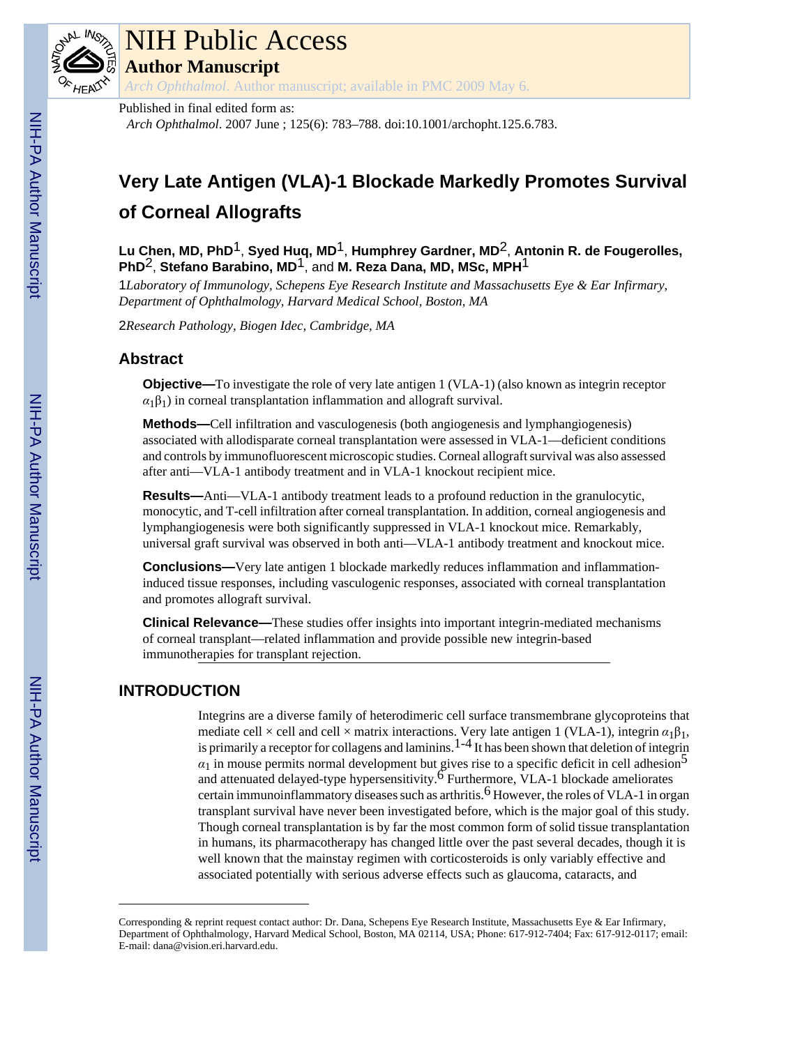Published in final edited form as:

*Arch Ophthalmol*. 2007 June ; 125(6): 783–788. doi:10.1001/archopht.125.6.783.

# Very Late Antigen (VLA)-1 Blockade Markedly Promotes Survival of Corneal Allografts

**Lu Chen, MD, PhD**[1], **Syed Huq, MD**[1], **Humphrey Gardner, MD**[2], **Antonin R. de Fougerolles, PhD**[2], **Stefano Barabino, MD**[1], and **M. Reza Dana, MD, MSc, MPH**[1]

1*Laboratory of Immunology, Schepens Eye Research Institute and Massachusetts Eye & Ear Infirmary, Department of Ophthalmology, Harvard Medical School, Boston, MA*

2*Research Pathology, Biogen Idec, Cambridge, MA*

## Abstract

**Objective—**To investigate the role of very late antigen 1 (VLA-1) (also known as integrin receptor $\alpha_1\beta_1$) in corneal transplantation inflammation and allograft survival.

**Methods—**Cell infiltration and vasculogenesis (both angiogenesis and lymphangiogenesis) associated with allodisparate corneal transplantation were assessed in VLA-1—deficient conditions and controls by immunofluorescent microscopic studies. Corneal allograft survival was also assessed after anti—VLA-1 antibody treatment and in VLA-1 knockout recipient mice.

**Results—**Anti—VLA-1 antibody treatment leads to a profound reduction in the granulocytic, monocytic, and T-cell infiltration after corneal transplantation. In addition, corneal angiogenesis and lymphangiogenesis were both significantly suppressed in VLA-1 knockout mice. Remarkably, universal graft survival was observed in both anti—VLA-1 antibody treatment and knockout mice.

**Conclusions—**Very late antigen 1 blockade markedly reduces inflammation and inflammation-induced tissue responses, including vasculogenic responses, associated with corneal transplantation and promotes allograft survival.

**Clinical Relevance—**These studies offer insights into important integrin-mediated mechanisms of corneal transplant—related inflammation and provide possible new integrin-based immunotherapies for transplant rejection.

## INTRODUCTION

Integrins are a diverse family of heterodimeric cell surface transmembrane glycoproteins that mediate cell × cell and cell × matrix interactions. Very late antigen 1 (VLA-1), integrin $\alpha_1\beta_1$, is primarily a receptor for collagens and laminins.[1-4] It has been shown that deletion of integrin $\alpha_1$ in mouse permits normal development but gives rise to a specific deficit in cell adhesion[5] and attenuated delayed-type hypersensitivity.[6] Furthermore, VLA-1 blockade ameliorates certain immunoinflammatory diseases such as arthritis.[6] However, the roles of VLA-1 in organ transplant survival have never been investigated before, which is the major goal of this study. Though corneal transplantation is by far the most common form of solid tissue transplantation in humans, its pharmacotherapy has changed little over the past several decades, though it is well known that the mainstay regimen with corticosteroids is only variably effective and associated potentially with serious adverse effects such as glaucoma, cataracts, and

Corresponding & reprint request contact author: Dr. Dana, Schepens Eye Research Institute, Massachusetts Eye & Ear Infirmary, Department of Ophthalmology, Harvard Medical School, Boston, MA 02114, USA; Phone: 617-912-7404; Fax: 617-912-0117; email: E-mail: dana@vision.eri.harvard.edu.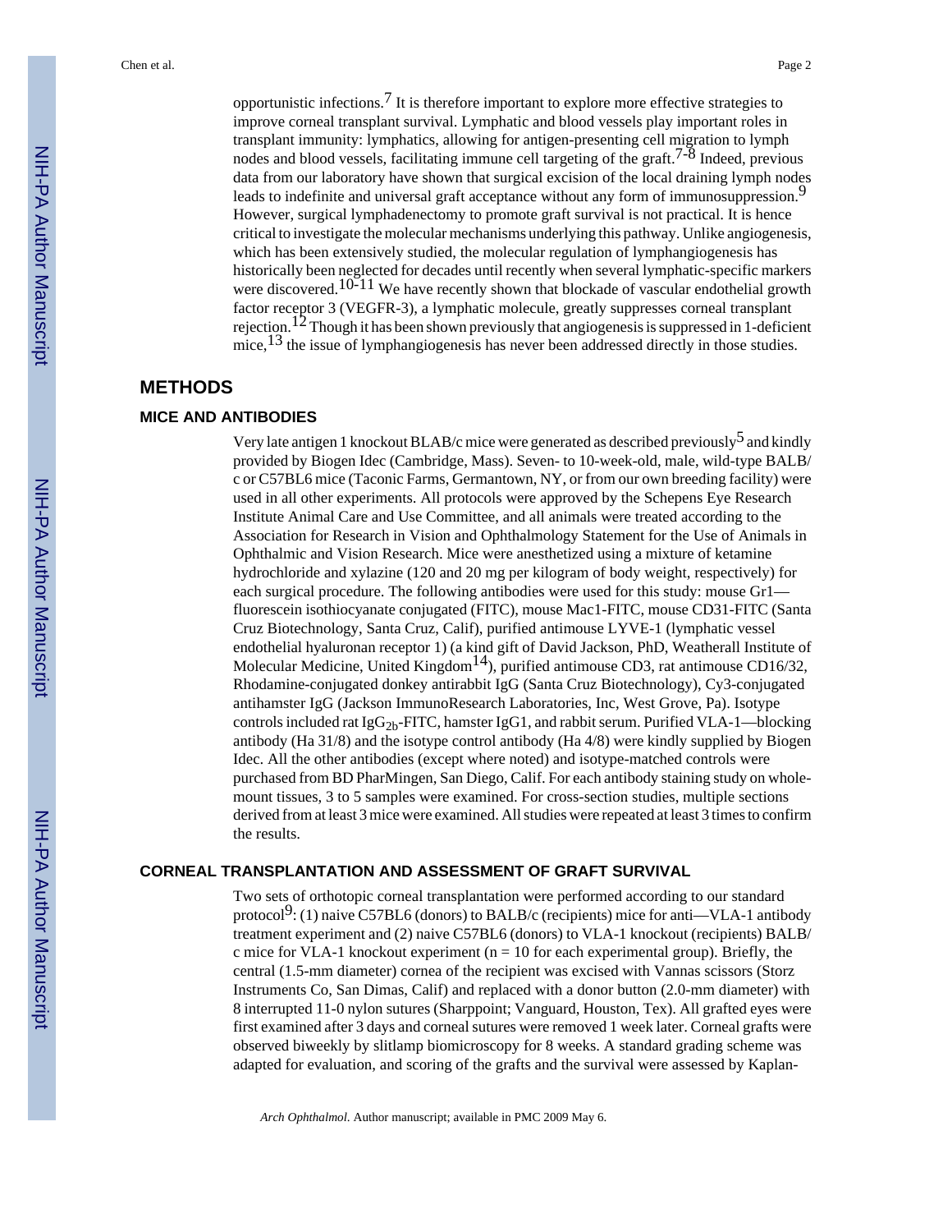opportunistic infections.[7] It is therefore important to explore more effective strategies to improve corneal transplant survival. Lymphatic and blood vessels play important roles in transplant immunity: lymphatics, allowing for antigen-presenting cell migration to lymph nodes and blood vessels, facilitating immune cell targeting of the graft.[7-8] Indeed, previous data from our laboratory have shown that surgical excision of the local draining lymph nodes leads to indefinite and universal graft acceptance without any form of immunosuppression.[9] However, surgical lymphadenectomy to promote graft survival is not practical. It is hence critical to investigate the molecular mechanisms underlying this pathway. Unlike angiogenesis, which has been extensively studied, the molecular regulation of lymphangiogenesis has historically been neglected for decades until recently when several lymphatic-specific markers were discovered.[10-11] We have recently shown that blockade of vascular endothelial growth factor receptor 3 (VEGFR-3), a lymphatic molecule, greatly suppresses corneal transplant rejection.[12] Though it has been shown previously that angiogenesis is suppressed in 1-deficient mice,[13] the issue of lymphangiogenesis has never been addressed directly in those studies.

## METHODS

### MICE AND ANTIBODIES

Very late antigen 1 knockout BLAB/c mice were generated as described previously[5] and kindly provided by Biogen Idec (Cambridge, Mass). Seven- to 10-week-old, male, wild-type BALB/c or C57BL6 mice (Taconic Farms, Germantown, NY, or from our own breeding facility) were used in all other experiments. All protocols were approved by the Schepens Eye Research Institute Animal Care and Use Committee, and all animals were treated according to the Association for Research in Vision and Ophthalmology Statement for the Use of Animals in Ophthalmic and Vision Research. Mice were anesthetized using a mixture of ketamine hydrochloride and xylazine (120 and 20 mg per kilogram of body weight, respectively) for each surgical procedure. The following antibodies were used for this study: mouse Gr1—fluorescein isothiocyanate conjugated (FITC), mouse Mac1-FITC, mouse CD31-FITC (Santa Cruz Biotechnology, Santa Cruz, Calif), purified antimouse LYVE-1 (lymphatic vessel endothelial hyaluronan receptor 1) (a kind gift of David Jackson, PhD, Weatherall Institute of Molecular Medicine, United Kingdom[14]), purified antimouse CD3, rat antimouse CD16/32, Rhodamine-conjugated donkey antirabbit IgG (Santa Cruz Biotechnology), Cy3-conjugated antihamster IgG (Jackson ImmunoResearch Laboratories, Inc, West Grove, Pa). Isotype controls included rat $IgG_{2b}$-FITC, hamster IgG1, and rabbit serum. Purified VLA-1—blocking antibody (Ha 31/8) and the isotype control antibody (Ha 4/8) were kindly supplied by Biogen Idec. All the other antibodies (except where noted) and isotype-matched controls were purchased from BD PharMingen, San Diego, Calif. For each antibody staining study on whole-mount tissues, 3 to 5 samples were examined. For cross-section studies, multiple sections derived from at least 3 mice were examined. All studies were repeated at least 3 times to confirm the results.

### CORNEAL TRANSPLANTATION AND ASSESSMENT OF GRAFT SURVIVAL

Two sets of orthotopic corneal transplantation were performed according to our standard protocol[9]: (1) naive C57BL6 (donors) to BALB/c (recipients) mice for anti—VLA-1 antibody treatment experiment and (2) naive C57BL6 (donors) to VLA-1 knockout (recipients) BALB/c mice for VLA-1 knockout experiment (n = 10 for each experimental group). Briefly, the central (1.5-mm diameter) cornea of the recipient was excised with Vannas scissors (Storz Instruments Co, San Dimas, Calif) and replaced with a donor button (2.0-mm diameter) with 8 interrupted 11-0 nylon sutures (Sharppoint; Vanguard, Houston, Tex). All grafted eyes were first examined after 3 days and corneal sutures were removed 1 week later. Corneal grafts were observed biweekly by slitlamp biomicroscopy for 8 weeks. A standard grading scheme was adapted for evaluation, and scoring of the grafts and the survival were assessed by Kaplan-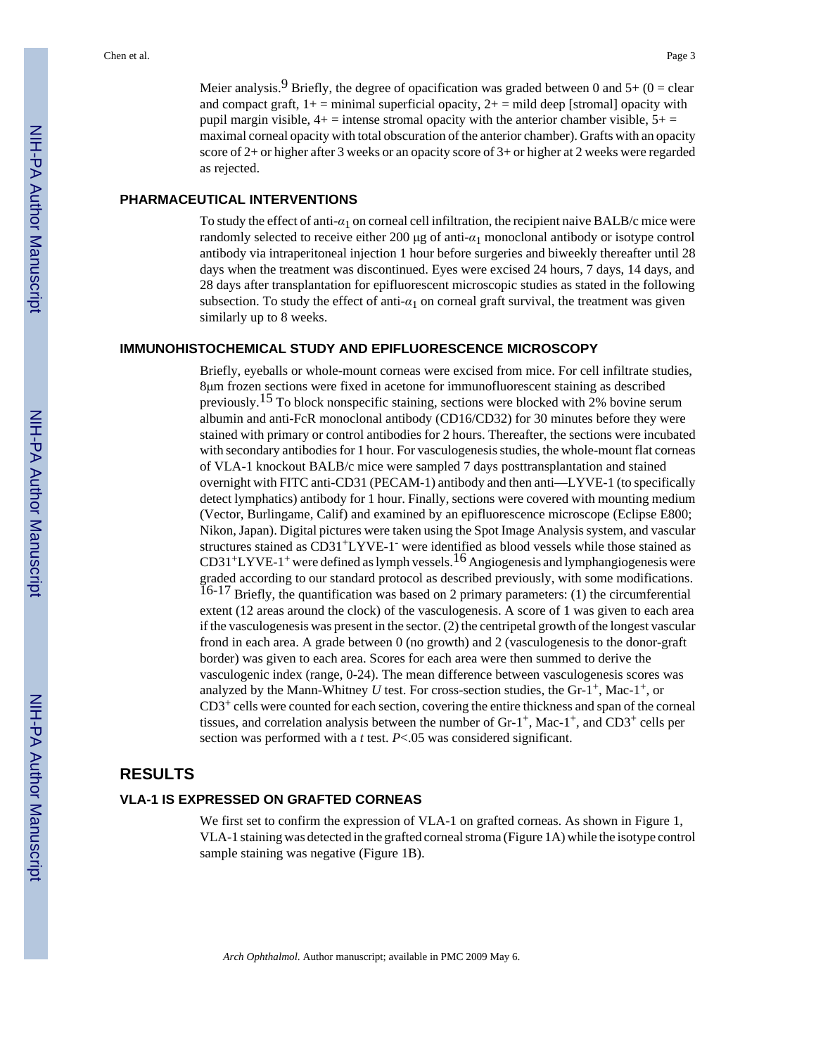Meier analysis.[9] Briefly, the degree of opacification was graded between 0 and 5+ (0 = clear and compact graft, 1+ = minimal superficial opacity, 2+ = mild deep [stromal] opacity with pupil margin visible, 4+ = intense stromal opacity with the anterior chamber visible, 5+ = maximal corneal opacity with total obscuration of the anterior chamber). Grafts with an opacity score of 2+ or higher after 3 weeks or an opacity score of 3+ or higher at 2 weeks were regarded as rejected.

### PHARMACEUTICAL INTERVENTIONS

To study the effect of anti-$\alpha_1$ on corneal cell infiltration, the recipient naive BALB/c mice were randomly selected to receive either 200 μg of anti-$\alpha_1$ monoclonal antibody or isotype control antibody via intraperitoneal injection 1 hour before surgeries and biweekly thereafter until 28 days when the treatment was discontinued. Eyes were excised 24 hours, 7 days, 14 days, and 28 days after transplantation for epifluorescent microscopic studies as stated in the following subsection. To study the effect of anti-$\alpha_1$ on corneal graft survival, the treatment was given similarly up to 8 weeks.

### IMMUNOHISTOCHEMICAL STUDY AND EPIFLUORESCENCE MICROSCOPY

Briefly, eyeballs or whole-mount corneas were excised from mice. For cell infiltrate studies, 8μm frozen sections were fixed in acetone for immunofluorescent staining as described previously.[15] To block nonspecific staining, sections were blocked with 2% bovine serum albumin and anti-FcR monoclonal antibody (CD16/CD32) for 30 minutes before they were stained with primary or control antibodies for 2 hours. Thereafter, the sections were incubated with secondary antibodies for 1 hour. For vasculogenesis studies, the whole-mount flat corneas of VLA-1 knockout BALB/c mice were sampled 7 days posttransplantation and stained overnight with FITC anti-CD31 (PECAM-1) antibody and then anti—LYVE-1 (to specifically detect lymphatics) antibody for 1 hour. Finally, sections were covered with mounting medium (Vector, Burlingame, Calif) and examined by an epifluorescence microscope (Eclipse E800; Nikon, Japan). Digital pictures were taken using the Spot Image Analysis system, and vascular structures stained as $CD31^+LYVE\text{-}1^-$ were identified as blood vessels while those stained as $CD31^+LYVE\text{-}1^+$ were defined as lymph vessels.[16] Angiogenesis and lymphangiogenesis were graded according to our standard protocol as described previously, with some modifications.[16-17] Briefly, the quantification was based on 2 primary parameters: (1) the circumferential extent (12 areas around the clock) of the vasculogenesis. A score of 1 was given to each area if the vasculogenesis was present in the sector. (2) the centripetal growth of the longest vascular frond in each area. A grade between 0 (no growth) and 2 (vasculogenesis to the donor-graft border) was given to each area. Scores for each area were then summed to derive the vasculogenic index (range, 0-24). The mean difference between vasculogenesis scores was analyzed by the Mann-Whitney *U* test. For cross-section studies, the $Gr\text{-}1^+$, $Mac\text{-}1^+$, or $CD3^+$ cells were counted for each section, covering the entire thickness and span of the corneal tissues, and correlation analysis between the number of $Gr\text{-}1^+$, $Mac\text{-}1^+$, and $CD3^+$ cells per section was performed with a *t* test. $P<.05$ was considered significant.

## RESULTS

### VLA-1 IS EXPRESSED ON GRAFTED CORNEAS

We first set to confirm the expression of VLA-1 on grafted corneas. As shown in Figure 1, VLA-1 staining was detected in the grafted corneal stroma (Figure 1A) while the isotype control sample staining was negative (Figure 1B).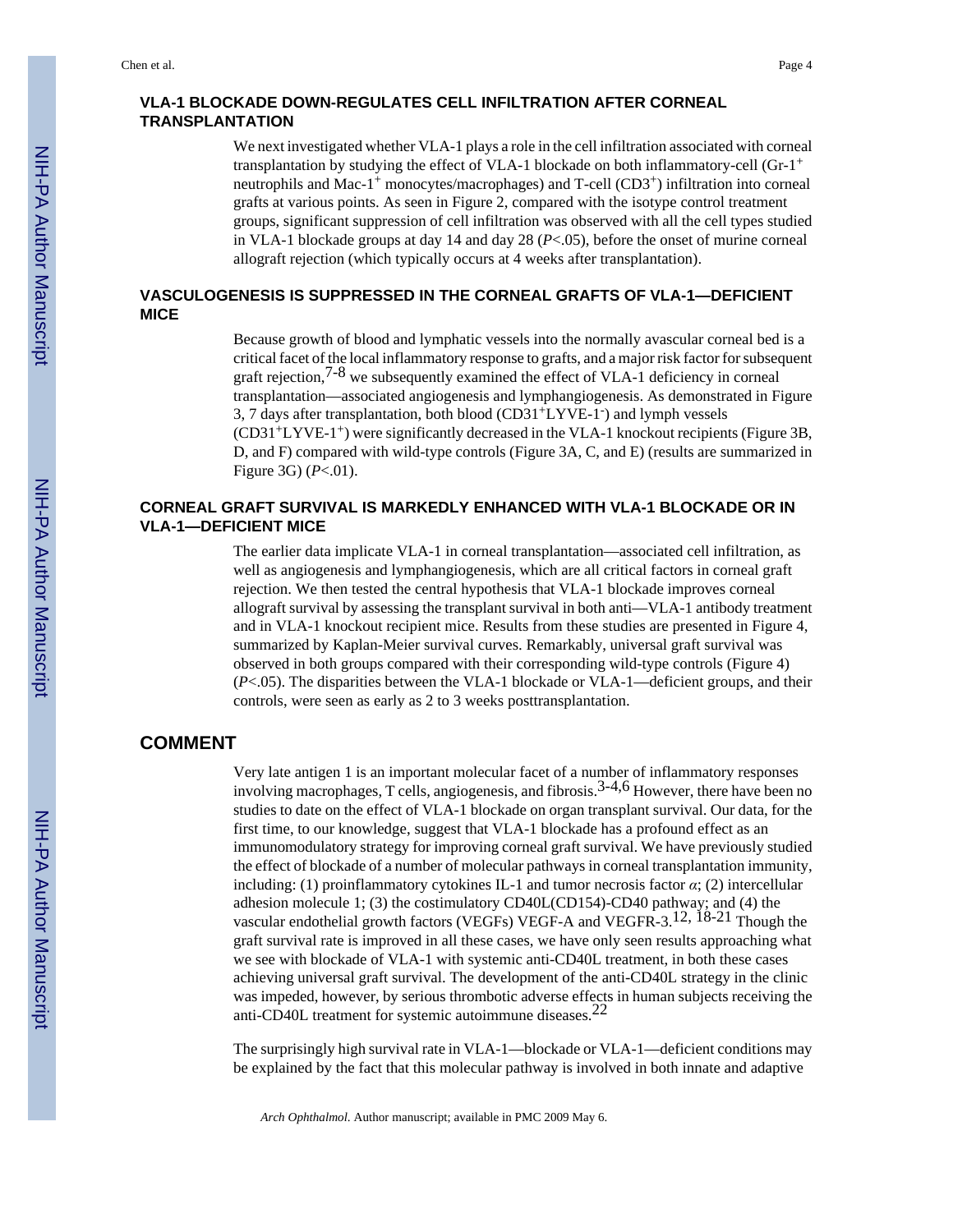## VLA-1 BLOCKADE DOWN-REGULATES CELL INFILTRATION AFTER CORNEAL TRANSPLANTATION

We next investigated whether VLA-1 plays a role in the cell infiltration associated with corneal transplantation by studying the effect of VLA-1 blockade on both inflammatory-cell (Gr-1$^+$ neutrophils and Mac-1$^+$ monocytes/macrophages) and T-cell (CD3$^+$) infiltration into corneal grafts at various points. As seen in Figure 2, compared with the isotype control treatment groups, significant suppression of cell infiltration was observed with all the cell types studied in VLA-1 blockade groups at day 14 and day 28 ($P$<.05), before the onset of murine corneal allograft rejection (which typically occurs at 4 weeks after transplantation).

## VASCULOGENESIS IS SUPPRESSED IN THE CORNEAL GRAFTS OF VLA-1—DEFICIENT MICE

Because growth of blood and lymphatic vessels into the normally avascular corneal bed is a critical facet of the local inflammatory response to grafts, and a major risk factor for subsequent graft rejection,[7-8] we subsequently examined the effect of VLA-1 deficiency in corneal transplantation—associated angiogenesis and lymphangiogenesis. As demonstrated in Figure 3, 7 days after transplantation, both blood (CD31$^+$LYVE-1$^-$) and lymph vessels (CD31$^+$LYVE-1$^+$) were significantly decreased in the VLA-1 knockout recipients (Figure 3B, D, and F) compared with wild-type controls (Figure 3A, C, and E) (results are summarized in Figure 3G) ($P$<.01).

## CORNEAL GRAFT SURVIVAL IS MARKEDLY ENHANCED WITH VLA-1 BLOCKADE OR IN VLA-1—DEFICIENT MICE

The earlier data implicate VLA-1 in corneal transplantation—associated cell infiltration, as well as angiogenesis and lymphangiogenesis, which are all critical factors in corneal graft rejection. We then tested the central hypothesis that VLA-1 blockade improves corneal allograft survival by assessing the transplant survival in both anti—VLA-1 antibody treatment and in VLA-1 knockout recipient mice. Results from these studies are presented in Figure 4, summarized by Kaplan-Meier survival curves. Remarkably, universal graft survival was observed in both groups compared with their corresponding wild-type controls (Figure 4) ($P$<.05). The disparities between the VLA-1 blockade or VLA-1—deficient groups, and their controls, were seen as early as 2 to 3 weeks posttransplantation.

# COMMENT

Very late antigen 1 is an important molecular facet of a number of inflammatory responses involving macrophages, T cells, angiogenesis, and fibrosis.[3-4,6] However, there have been no studies to date on the effect of VLA-1 blockade on organ transplant survival. Our data, for the first time, to our knowledge, suggest that VLA-1 blockade has a profound effect as an immunomodulatory strategy for improving corneal graft survival. We have previously studied the effect of blockade of a number of molecular pathways in corneal transplantation immunity, including: (1) proinflammatory cytokines IL-1 and tumor necrosis factor $\alpha$; (2) intercellular adhesion molecule 1; (3) the costimulatory CD40L(CD154)-CD40 pathway; and (4) the vascular endothelial growth factors (VEGFs) VEGF-A and VEGFR-3.[12, 18-21] Though the graft survival rate is improved in all these cases, we have only seen results approaching what we see with blockade of VLA-1 with systemic anti-CD40L treatment, in both these cases achieving universal graft survival. The development of the anti-CD40L strategy in the clinic was impeded, however, by serious thrombotic adverse effects in human subjects receiving the anti-CD40L treatment for systemic autoimmune diseases.[22]

The surprisingly high survival rate in VLA-1—blockade or VLA-1—deficient conditions may be explained by the fact that this molecular pathway is involved in both innate and adaptive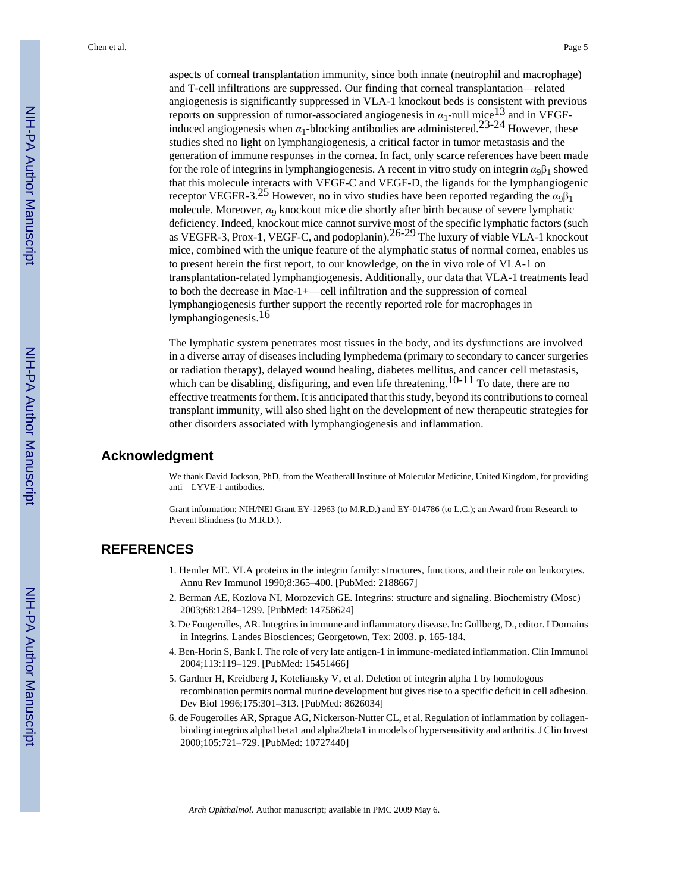aspects of corneal transplantation immunity, since both innate (neutrophil and macrophage) and T-cell infiltrations are suppressed. Our finding that corneal transplantation—related angiogenesis is significantly suppressed in VLA-1 knockout beds is consistent with previous reports on suppression of tumor-associated angiogenesis in $\alpha_1$-null mice[13] and in VEGF-induced angiogenesis when $\alpha_1$-blocking antibodies are administered.[23-24] However, these studies shed no light on lymphangiogenesis, a critical factor in tumor metastasis and the generation of immune responses in the cornea. In fact, only scarce references have been made for the role of integrins in lymphangiogenesis. A recent in vitro study on integrin $\alpha_9\beta_1$ showed that this molecule interacts with VEGF-C and VEGF-D, the ligands for the lymphangiogenic receptor VEGFR-3.[25] However, no in vivo studies have been reported regarding the $\alpha_9\beta_1$ molecule. Moreover, $\alpha_9$ knockout mice die shortly after birth because of severe lymphatic deficiency. Indeed, knockout mice cannot survive most of the specific lymphatic factors (such as VEGFR-3, Prox-1, VEGF-C, and podoplanin).[26-29] The luxury of viable VLA-1 knockout mice, combined with the unique feature of the alymphatic status of normal cornea, enables us to present herein the first report, to our knowledge, on the in vivo role of VLA-1 on transplantation-related lymphangiogenesis. Additionally, our data that VLA-1 treatments lead to both the decrease in Mac-1+—cell infiltration and the suppression of corneal lymphangiogenesis further support the recently reported role for macrophages in lymphangiogenesis.[16]

The lymphatic system penetrates most tissues in the body, and its dysfunctions are involved in a diverse array of diseases including lymphedema (primary to secondary to cancer surgeries or radiation therapy), delayed wound healing, diabetes mellitus, and cancer cell metastasis, which can be disabling, disfiguring, and even life threatening.[10-11] To date, there are no effective treatments for them. It is anticipated that this study, beyond its contributions to corneal transplant immunity, will also shed light on the development of new therapeutic strategies for other disorders associated with lymphangiogenesis and inflammation.

## Acknowledgment

We thank David Jackson, PhD, from the Weatherall Institute of Molecular Medicine, United Kingdom, for providing anti—LYVE-1 antibodies.

Grant information: NIH/NEI Grant EY-12963 (to M.R.D.) and EY-014786 (to L.C.); an Award from Research to Prevent Blindness (to M.R.D.).

## REFERENCES

1. Hemler ME. VLA proteins in the integrin family: structures, functions, and their role on leukocytes. Annu Rev Immunol 1990;8:365–400. [PubMed: 2188667]
2. Berman AE, Kozlova NI, Morozevich GE. Integrins: structure and signaling. Biochemistry (Mosc) 2003;68:1284–1299. [PubMed: 14756624]
3. De Fougerolles, AR. Integrins in immune and inflammatory disease. In: Gullberg, D., editor. I Domains in Integrins. Landes Biosciences; Georgetown, Tex: 2003. p. 165-184.
4. Ben-Horin S, Bank I. The role of very late antigen-1 in immune-mediated inflammation. Clin Immunol 2004;113:119–129. [PubMed: 15451466]
5. Gardner H, Kreidberg J, Koteliansky V, et al. Deletion of integrin alpha 1 by homologous recombination permits normal murine development but gives rise to a specific deficit in cell adhesion. Dev Biol 1996;175:301–313. [PubMed: 8626034]
6. de Fougerolles AR, Sprague AG, Nickerson-Nutter CL, et al. Regulation of inflammation by collagen-binding integrins alpha1beta1 and alpha2beta1 in models of hypersensitivity and arthritis. J Clin Invest 2000;105:721–729. [PubMed: 10727440]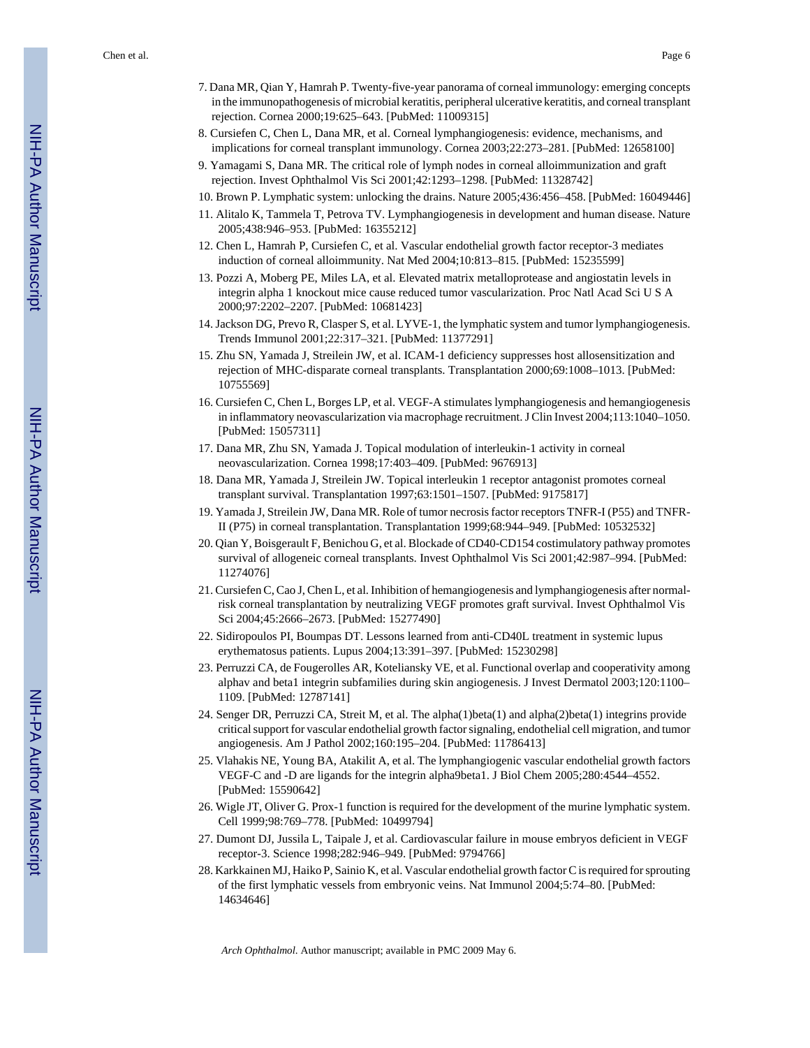7. Dana MR, Qian Y, Hamrah P. Twenty-five-year panorama of corneal immunology: emerging concepts in the immunopathogenesis of microbial keratitis, peripheral ulcerative keratitis, and corneal transplant rejection. Cornea 2000;19:625–643. [PubMed: 11009315]
8. Cursiefen C, Chen L, Dana MR, et al. Corneal lymphangiogenesis: evidence, mechanisms, and implications for corneal transplant immunology. Cornea 2003;22:273–281. [PubMed: 12658100]
9. Yamagami S, Dana MR. The critical role of lymph nodes in corneal alloimmunization and graft rejection. Invest Ophthalmol Vis Sci 2001;42:1293–1298. [PubMed: 11328742]
10. Brown P. Lymphatic system: unlocking the drains. Nature 2005;436:456–458. [PubMed: 16049446]
11. Alitalo K, Tammela T, Petrova TV. Lymphangiogenesis in development and human disease. Nature 2005;438:946–953. [PubMed: 16355212]
12. Chen L, Hamrah P, Cursiefen C, et al. Vascular endothelial growth factor receptor-3 mediates induction of corneal alloimmunity. Nat Med 2004;10:813–815. [PubMed: 15235599]
13. Pozzi A, Moberg PE, Miles LA, et al. Elevated matrix metalloprotease and angiostatin levels in integrin alpha 1 knockout mice cause reduced tumor vascularization. Proc Natl Acad Sci U S A 2000;97:2202–2207. [PubMed: 10681423]
14. Jackson DG, Prevo R, Clasper S, et al. LYVE-1, the lymphatic system and tumor lymphangiogenesis. Trends Immunol 2001;22:317–321. [PubMed: 11377291]
15. Zhu SN, Yamada J, Streilein JW, et al. ICAM-1 deficiency suppresses host allosensitization and rejection of MHC-disparate corneal transplants. Transplantation 2000;69:1008–1013. [PubMed: 10755569]
16. Cursiefen C, Chen L, Borges LP, et al. VEGF-A stimulates lymphangiogenesis and hemangiogenesis in inflammatory neovascularization via macrophage recruitment. J Clin Invest 2004;113:1040–1050. [PubMed: 15057311]
17. Dana MR, Zhu SN, Yamada J. Topical modulation of interleukin-1 activity in corneal neovascularization. Cornea 1998;17:403–409. [PubMed: 9676913]
18. Dana MR, Yamada J, Streilein JW. Topical interleukin 1 receptor antagonist promotes corneal transplant survival. Transplantation 1997;63:1501–1507. [PubMed: 9175817]
19. Yamada J, Streilein JW, Dana MR. Role of tumor necrosis factor receptors TNFR-I (P55) and TNFR-II (P75) in corneal transplantation. Transplantation 1999;68:944–949. [PubMed: 10532532]
20. Qian Y, Boisgerault F, Benichou G, et al. Blockade of CD40-CD154 costimulatory pathway promotes survival of allogeneic corneal transplants. Invest Ophthalmol Vis Sci 2001;42:987–994. [PubMed: 11274076]
21. Cursiefen C, Cao J, Chen L, et al. Inhibition of hemangiogenesis and lymphangiogenesis after normal-risk corneal transplantation by neutralizing VEGF promotes graft survival. Invest Ophthalmol Vis Sci 2004;45:2666–2673. [PubMed: 15277490]
22. Sidiropoulos PI, Boumpas DT. Lessons learned from anti-CD40L treatment in systemic lupus erythematosus patients. Lupus 2004;13:391–397. [PubMed: 15230298]
23. Perruzzi CA, de Fougerolles AR, Koteliansky VE, et al. Functional overlap and cooperativity among alphav and beta1 integrin subfamilies during skin angiogenesis. J Invest Dermatol 2003;120:1100–1109. [PubMed: 12787141]
24. Senger DR, Perruzzi CA, Streit M, et al. The alpha(1)beta(1) and alpha(2)beta(1) integrins provide critical support for vascular endothelial growth factor signaling, endothelial cell migration, and tumor angiogenesis. Am J Pathol 2002;160:195–204. [PubMed: 11786413]
25. Vlahakis NE, Young BA, Atakilit A, et al. The lymphangiogenic vascular endothelial growth factors VEGF-C and -D are ligands for the integrin alpha9beta1. J Biol Chem 2005;280:4544–4552. [PubMed: 15590642]
26. Wigle JT, Oliver G. Prox-1 function is required for the development of the murine lymphatic system. Cell 1999;98:769–778. [PubMed: 10499794]
27. Dumont DJ, Jussila L, Taipale J, et al. Cardiovascular failure in mouse embryos deficient in VEGF receptor-3. Science 1998;282:946–949. [PubMed: 9794766]
28. Karkkainen MJ, Haiko P, Sainio K, et al. Vascular endothelial growth factor C is required for sprouting of the first lymphatic vessels from embryonic veins. Nat Immunol 2004;5:74–80. [PubMed: 14634646]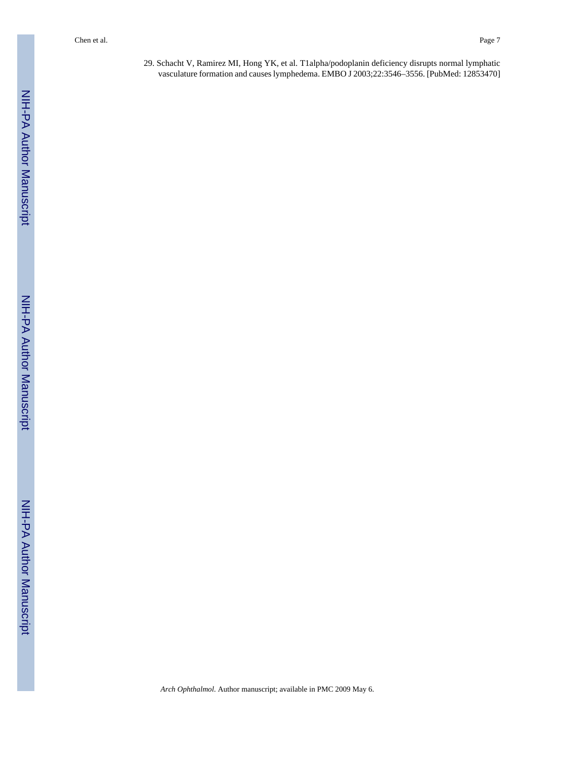29. Schacht V, Ramirez MI, Hong YK, et al. T1alpha/podoplanin deficiency disrupts normal lymphatic vasculature formation and causes lymphedema. EMBO J 2003;22:3546–3556. [PubMed: 12853470]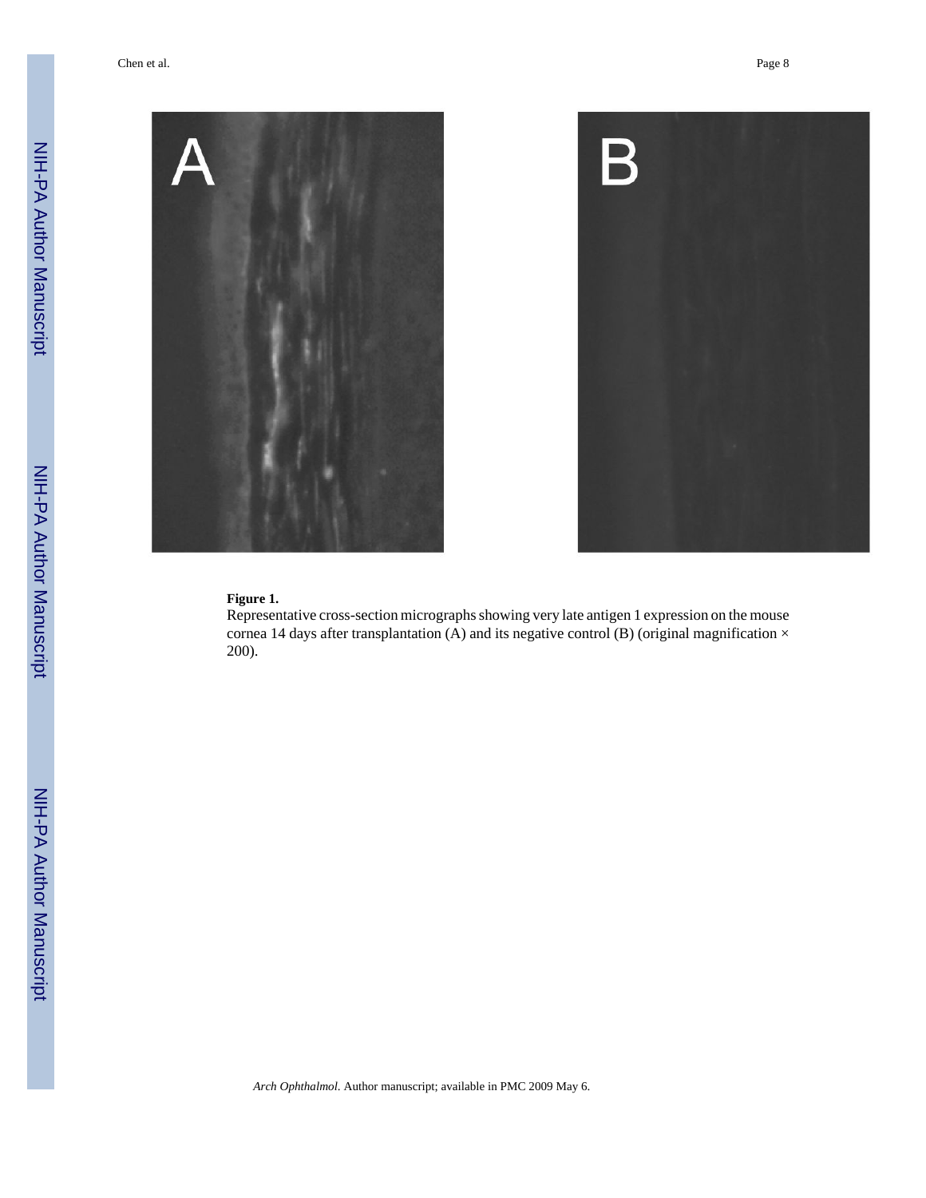**Figure 1.**

Representative cross-section micrographs showing very late antigen 1 expression on the mouse cornea 14 days after transplantation (A) and its negative control (B) (original magnification × 200).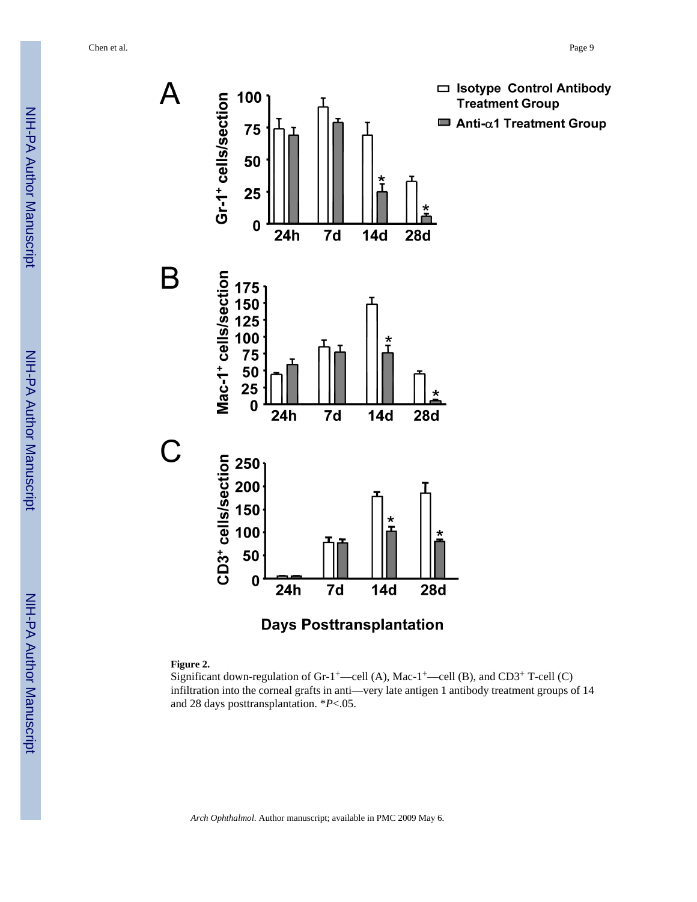**Figure 2.**

Significant down-regulation of Gr-1$^+$—cell (A), Mac-1$^+$—cell (B), and CD3$^+$ T-cell (C) infiltration into the corneal grafts in anti—very late antigen 1 antibody treatment groups of 14 and 28 days posttransplantation. *$P$<.05.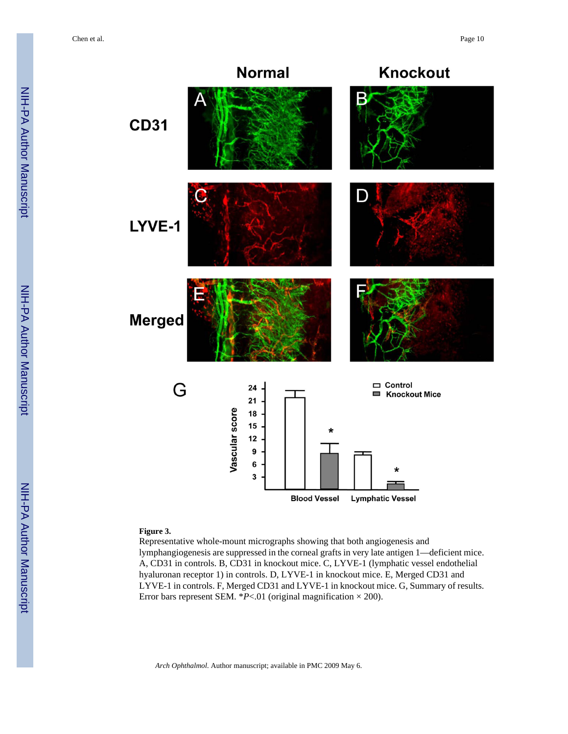**Figure 3.**

Representative whole-mount micrographs showing that both angiogenesis and lymphangiogenesis are suppressed in the corneal grafts in very late antigen 1—deficient mice. A, CD31 in controls. B, CD31 in knockout mice. C, LYVE-1 (lymphatic vessel endothelial hyaluronan receptor 1) in controls. D, LYVE-1 in knockout mice. E, Merged CD31 and LYVE-1 in controls. F, Merged CD31 and LYVE-1 in knockout mice. G, Summary of results. Error bars represent SEM. \*$P < .01$ (original magnification × 200).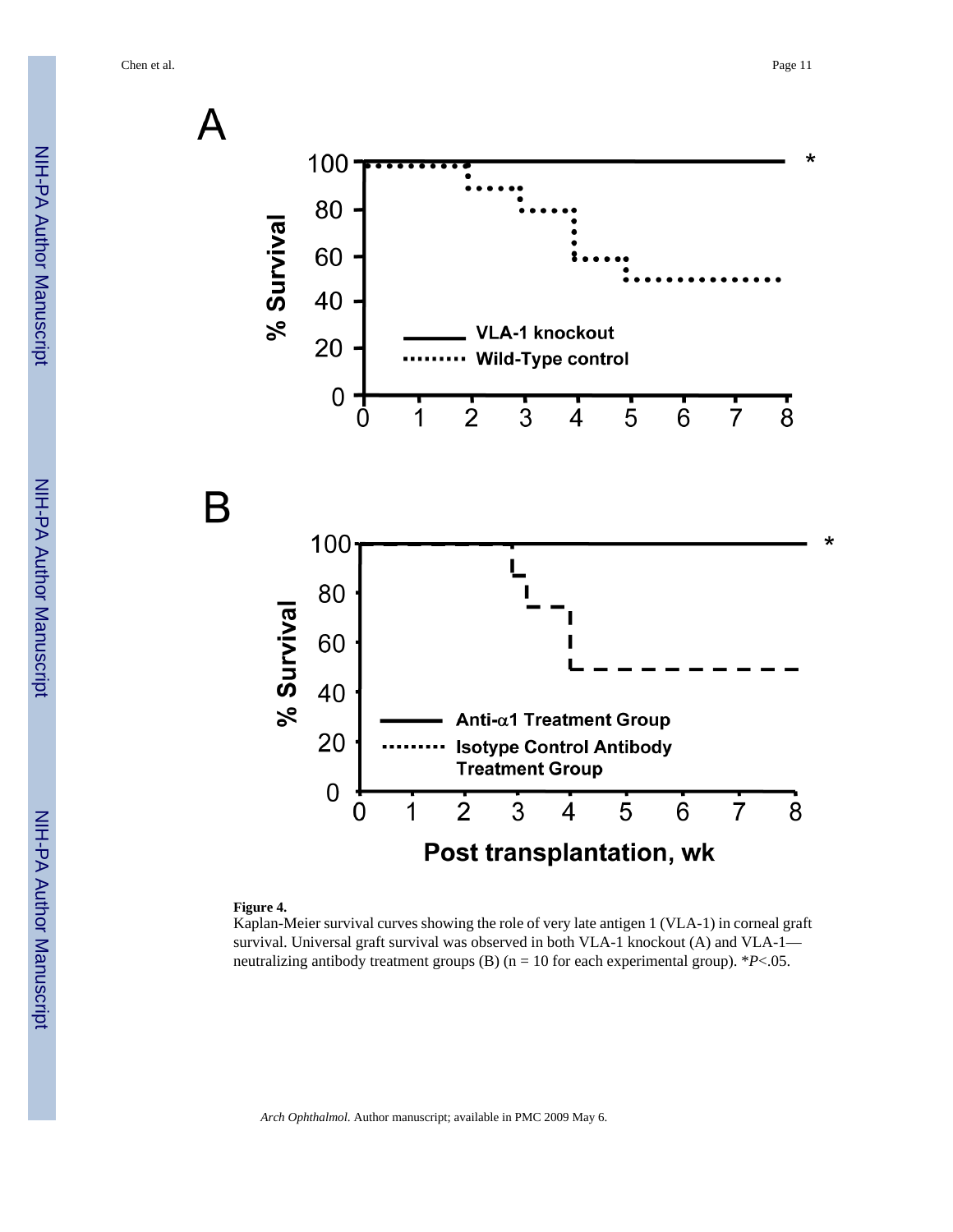A

100
80
60
40
20
0

% Survival

VLA-1 knockout
Wild-Type control

0 1 2 3 4 5 6 7 8

*

B

100
80
60
40
20
0

% Survival

Anti-α1 Treatment Group
Isotype Control Antibody Treatment Group

0 1 2 3 4 5 6 7 8

Post transplantation, wk

*

**Figure 4.**

Kaplan-Meier survival curves showing the role of very late antigen 1 (VLA-1) in corneal graft survival. Universal graft survival was observed in both VLA-1 knockout (A) and VLA-1—neutralizing antibody treatment groups (B) (n = 10 for each experimental group). *$P < .05$.